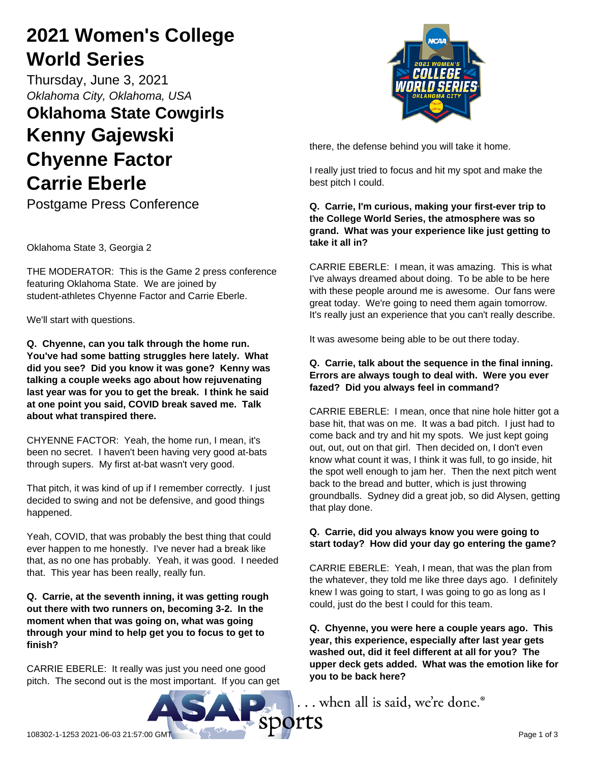# 2021 Women's College World Series

Thursday, June 3, 2021

*Oklahoma City, Oklahoma, USA*

## Oklahoma State Cowgirls

## Kenny Gajewski

## Chyenne Factor

## Carrie Eberle

Postgame Press Conference

Oklahoma State 3, Georgia 2

THE MODERATOR: This is the Game 2 press conference featuring Oklahoma State. We are joined by student-athletes Chyenne Factor and Carrie Eberle.

We'll start with questions.

**Q. Chyenne, can you talk through the home run. You've had some batting struggles here lately. What did you see? Did you know it was gone? Kenny was talking a couple weeks ago about how rejuvenating last year was for you to get the break. I think he said at one point you said, COVID break saved me. Talk about what transpired there.**

CHYENNE FACTOR: Yeah, the home run, I mean, it's been no secret. I haven't been having very good at-bats through supers. My first at-bat wasn't very good.

That pitch, it was kind of up if I remember correctly. I just decided to swing and not be defensive, and good things happened.

Yeah, COVID, that was probably the best thing that could ever happen to me honestly. I've never had a break like that, as no one has probably. Yeah, it was good. I needed that. This year has been really, really fun.

**Q. Carrie, at the seventh inning, it was getting rough out there with two runners on, becoming 3-2. In the moment when that was going on, what was going through your mind to help get you to focus to get to finish?**

CARRIE EBERLE: It really was just you need one good pitch. The second out is the most important. If you can get there, the defense behind you will take it home.

I really just tried to focus and hit my spot and make the best pitch I could.

**Q. Carrie, I'm curious, making your first-ever trip to the College World Series, the atmosphere was so grand. What was your experience like just getting to take it all in?**

CARRIE EBERLE: I mean, it was amazing. This is what I've always dreamed about doing. To be able to be here with these people around me is awesome. Our fans were great today. We're going to need them again tomorrow. It's really just an experience that you can't really describe.

It was awesome being able to be out there today.

**Q. Carrie, talk about the sequence in the final inning. Errors are always tough to deal with. Were you ever fazed? Did you always feel in command?**

CARRIE EBERLE: I mean, once that nine hole hitter got a base hit, that was on me. It was a bad pitch. I just had to come back and try and hit my spots. We just kept going out, out, out on that girl. Then decided on, I don't even know what count it was, I think it was full, to go inside, hit the spot well enough to jam her. Then the next pitch went back to the bread and butter, which is just throwing groundballs. Sydney did a great job, so did Alysen, getting that play done.

**Q. Carrie, did you always know you were going to start today? How did your day go entering the game?**

CARRIE EBERLE: Yeah, I mean, that was the plan from the whatever, they told me like three days ago. I definitely knew I was going to start, I was going to go as long as I could, just do the best I could for this team.

**Q. Chyenne, you were here a couple years ago. This year, this experience, especially after last year gets washed out, did it feel different at all for you? The upper deck gets added. What was the emotion like for you to be back here?**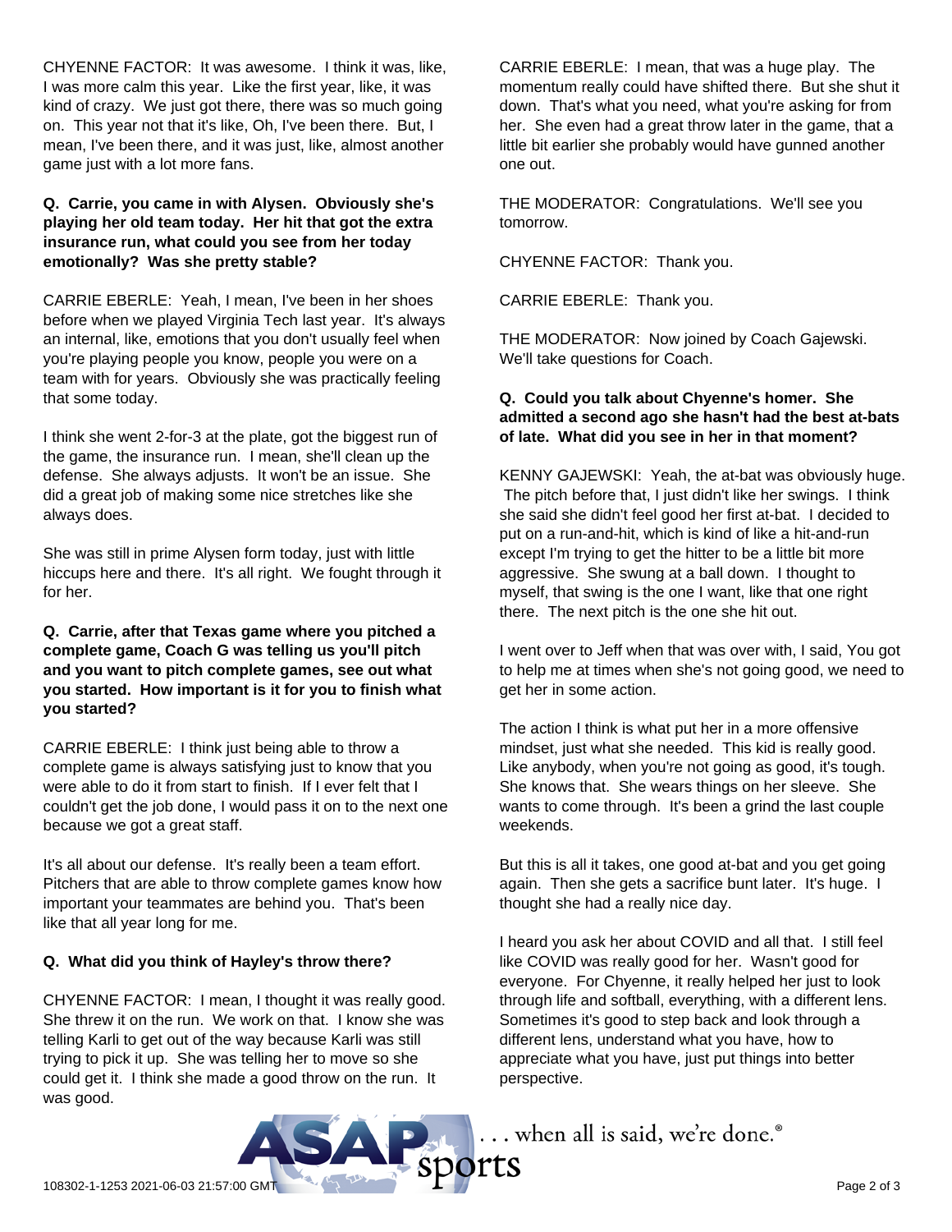CHYENNE FACTOR: It was awesome. I think it was, like, I was more calm this year. Like the first year, like, it was kind of crazy. We just got there, there was so much going on. This year not that it's like, Oh, I've been there. But, I mean, I've been there, and it was just, like, almost another game just with a lot more fans.

**Q. Carrie, you came in with Alysen. Obviously she's playing her old team today. Her hit that got the extra insurance run, what could you see from her today emotionally? Was she pretty stable?**

CARRIE EBERLE: Yeah, I mean, I've been in her shoes before when we played Virginia Tech last year. It's always an internal, like, emotions that you don't usually feel when you're playing people you know, people you were on a team with for years. Obviously she was practically feeling that some today.

I think she went 2-for-3 at the plate, got the biggest run of the game, the insurance run. I mean, she'll clean up the defense. She always adjusts. It won't be an issue. She did a great job of making some nice stretches like she always does.

She was still in prime Alysen form today, just with little hiccups here and there. It's all right. We fought through it for her.

**Q. Carrie, after that Texas game where you pitched a complete game, Coach G was telling us you'll pitch and you want to pitch complete games, see out what you started. How important is it for you to finish what you started?**

CARRIE EBERLE: I think just being able to throw a complete game is always satisfying just to know that you were able to do it from start to finish. If I ever felt that I couldn't get the job done, I would pass it on to the next one because we got a great staff.

It's all about our defense. It's really been a team effort. Pitchers that are able to throw complete games know how important your teammates are behind you. That's been like that all year long for me.

**Q. What did you think of Hayley's throw there?**

CHYENNE FACTOR: I mean, I thought it was really good. She threw it on the run. We work on that. I know she was telling Karli to get out of the way because Karli was still trying to pick it up. She was telling her to move so she could get it. I think she made a good throw on the run. It was good.

CARRIE EBERLE: I mean, that was a huge play. The momentum really could have shifted there. But she shut it down. That's what you need, what you're asking for from her. She even had a great throw later in the game, that a little bit earlier she probably would have gunned another one out.

THE MODERATOR: Congratulations. We'll see you tomorrow.

CHYENNE FACTOR: Thank you.

CARRIE EBERLE: Thank you.

THE MODERATOR: Now joined by Coach Gajewski. We'll take questions for Coach.

**Q. Could you talk about Chyenne's homer. She admitted a second ago she hasn't had the best at-bats of late. What did you see in her in that moment?**

KENNY GAJEWSKI: Yeah, the at-bat was obviously huge. The pitch before that, I just didn't like her swings. I think she said she didn't feel good her first at-bat. I decided to put on a run-and-hit, which is kind of like a hit-and-run except I'm trying to get the hitter to be a little bit more aggressive. She swung at a ball down. I thought to myself, that swing is the one I want, like that one right there. The next pitch is the one she hit out.

I went over to Jeff when that was over with, I said, You got to help me at times when she's not going good, we need to get her in some action.

The action I think is what put her in a more offensive mindset, just what she needed. This kid is really good. Like anybody, when you're not going as good, it's tough. She knows that. She wears things on her sleeve. She wants to come through. It's been a grind the last couple weekends.

But this is all it takes, one good at-bat and you get going again. Then she gets a sacrifice bunt later. It's huge. I thought she had a really nice day.

I heard you ask her about COVID and all that. I still feel like COVID was really good for her. Wasn't good for everyone. For Chyenne, it really helped her just to look through life and softball, everything, with a different lens. Sometimes it's good to step back and look through a different lens, understand what you have, how to appreciate what you have, just put things into better perspective.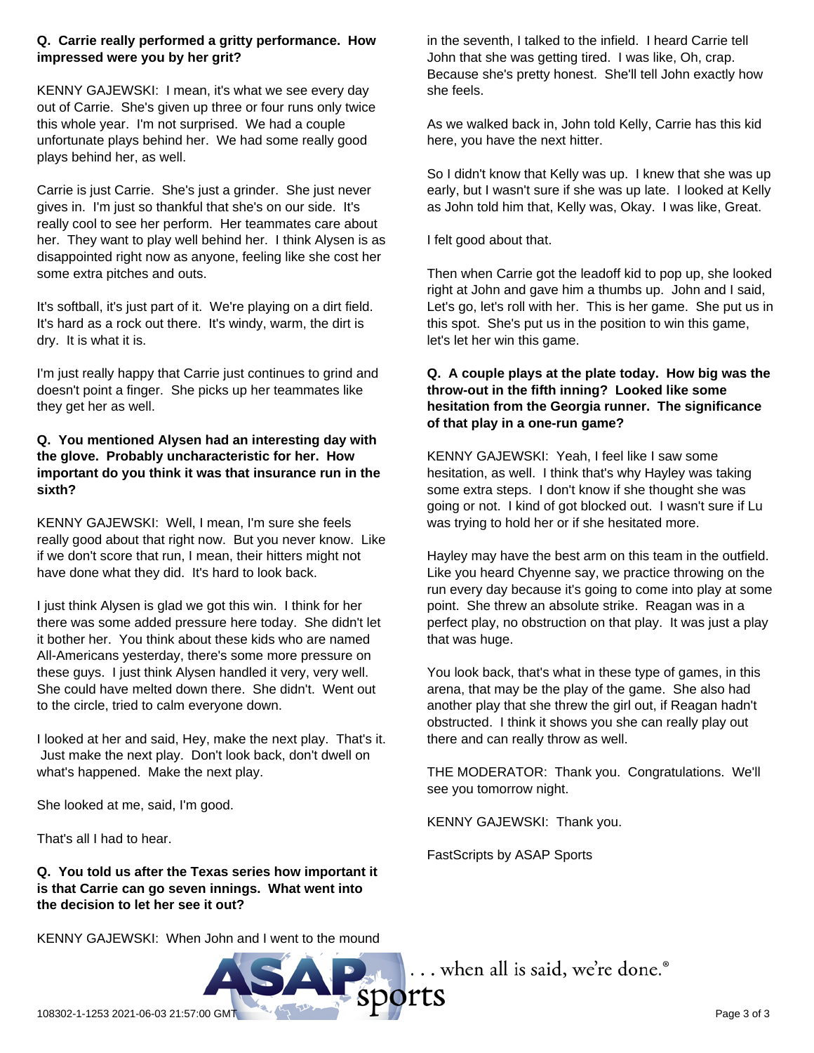**Q. Carrie really performed a gritty performance. How impressed were you by her grit?**

KENNY GAJEWSKI: I mean, it's what we see every day out of Carrie. She's given up three or four runs only twice this whole year. I'm not surprised. We had a couple unfortunate plays behind her. We had some really good plays behind her, as well.

Carrie is just Carrie. She's just a grinder. She just never gives in. I'm just so thankful that she's on our side. It's really cool to see her perform. Her teammates care about her. They want to play well behind her. I think Alysen is as disappointed right now as anyone, feeling like she cost her some extra pitches and outs.

It's softball, it's just part of it. We're playing on a dirt field. It's hard as a rock out there. It's windy, warm, the dirt is dry. It is what it is.

I'm just really happy that Carrie just continues to grind and doesn't point a finger. She picks up her teammates like they get her as well.

**Q. You mentioned Alysen had an interesting day with the glove. Probably uncharacteristic for her. How important do you think it was that insurance run in the sixth?**

KENNY GAJEWSKI: Well, I mean, I'm sure she feels really good about that right now. But you never know. Like if we don't score that run, I mean, their hitters might not have done what they did. It's hard to look back.

I just think Alysen is glad we got this win. I think for her there was some added pressure here today. She didn't let it bother her. You think about these kids who are named All-Americans yesterday, there's some more pressure on these guys. I just think Alysen handled it very, very well. She could have melted down there. She didn't. Went out to the circle, tried to calm everyone down.

I looked at her and said, Hey, make the next play. That's it. Just make the next play. Don't look back, don't dwell on what's happened. Make the next play.

She looked at me, said, I'm good.

That's all I had to hear.

**Q. You told us after the Texas series how important it is that Carrie can go seven innings. What went into the decision to let her see it out?**

KENNY GAJEWSKI: When John and I went to the mound in the seventh, I talked to the infield. I heard Carrie tell John that she was getting tired. I was like, Oh, crap. Because she's pretty honest. She'll tell John exactly how she feels.

As we walked back in, John told Kelly, Carrie has this kid here, you have the next hitter.

So I didn't know that Kelly was up. I knew that she was up early, but I wasn't sure if she was up late. I looked at Kelly as John told him that, Kelly was, Okay. I was like, Great.

I felt good about that.

Then when Carrie got the leadoff kid to pop up, she looked right at John and gave him a thumbs up. John and I said, Let's go, let's roll with her. This is her game. She put us in this spot. She's put us in the position to win this game, let's let her win this game.

**Q. A couple plays at the plate today. How big was the throw-out in the fifth inning? Looked like some hesitation from the Georgia runner. The significance of that play in a one-run game?**

KENNY GAJEWSKI: Yeah, I feel like I saw some hesitation, as well. I think that's why Hayley was taking some extra steps. I don't know if she thought she was going or not. I kind of got blocked out. I wasn't sure if Lu was trying to hold her or if she hesitated more.

Hayley may have the best arm on this team in the outfield. Like you heard Chyenne say, we practice throwing on the run every day because it's going to come into play at some point. She threw an absolute strike. Reagan was in a perfect play, no obstruction on that play. It was just a play that was huge.

You look back, that's what in these type of games, in this arena, that may be the play of the game. She also had another play that she threw the girl out, if Reagan hadn't obstructed. I think it shows you she can really play out there and can really throw as well.

THE MODERATOR: Thank you. Congratulations. We'll see you tomorrow night.

KENNY GAJEWSKI: Thank you.

FastScripts by ASAP Sports